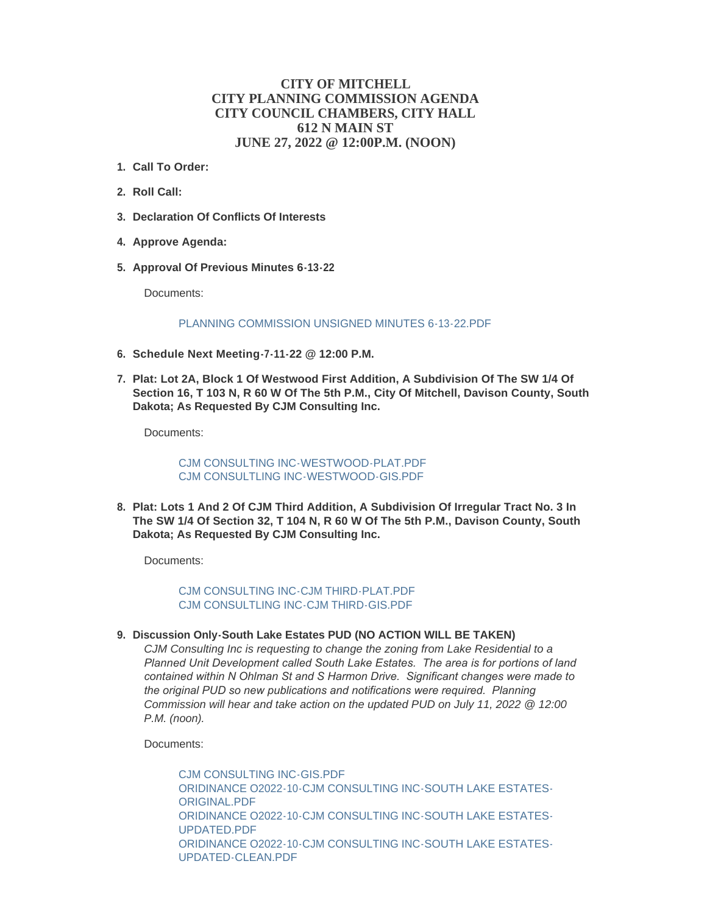# CITY OF MITCHELL
# CITY PLANNING COMMISSION AGENDA
# CITY COUNCIL CHAMBERS, CITY HALL
# 612 N MAIN ST
# JUNE 27, 2022 @ 12:00P.M. (NOON)

1. **Call To Order:**

2. **Roll Call:**

3. **Declaration Of Conflicts Of Interests**

4. **Approve Agenda:**

5. **Approval Of Previous Minutes 6-13-22**

   Documents:

   PLANNING COMMISSION UNSIGNED MINUTES 6-13-22.PDF

6. **Schedule Next Meeting-7-11-22 @ 12:00 P.M.**

7. **Plat: Lot 2A, Block 1 Of Westwood First Addition, A Subdivision Of The SW 1/4 Of Section 16, T 103 N, R 60 W Of The 5th P.M., City Of Mitchell, Davison County, South Dakota; As Requested By CJM Consulting Inc.**

   Documents:

   CJM CONSULTING INC-WESTWOOD-PLAT.PDF
   CJM CONSULTLING INC-WESTWOOD-GIS.PDF

8. **Plat: Lots 1 And 2 Of CJM Third Addition, A Subdivision Of Irregular Tract No. 3 In The SW 1/4 Of Section 32, T 104 N, R 60 W Of The 5th P.M., Davison County, South Dakota; As Requested By CJM Consulting Inc.**

   Documents:

   CJM CONSULTING INC-CJM THIRD-PLAT.PDF
   CJM CONSULTLING INC-CJM THIRD-GIS.PDF

9. **Discussion Only-South Lake Estates PUD (NO ACTION WILL BE TAKEN)**

   *CJM Consulting Inc is requesting to change the zoning from Lake Residential to a Planned Unit Development called South Lake Estates. The area is for portions of land contained within N Ohlman St and S Harmon Drive. Significant changes were made to the original PUD so new publications and notifications were required. Planning Commission will hear and take action on the updated PUD on July 11, 2022 @ 12:00 P.M. (noon).*

   Documents:

   CJM CONSULTING INC-GIS.PDF
   ORIDINANCE O2022-10-CJM CONSULTING INC-SOUTH LAKE ESTATES-ORIGINAL.PDF
   ORIDINANCE O2022-10-CJM CONSULTING INC-SOUTH LAKE ESTATES-UPDATED.PDF
   ORIDINANCE O2022-10-CJM CONSULTING INC-SOUTH LAKE ESTATES-UPDATED-CLEAN.PDF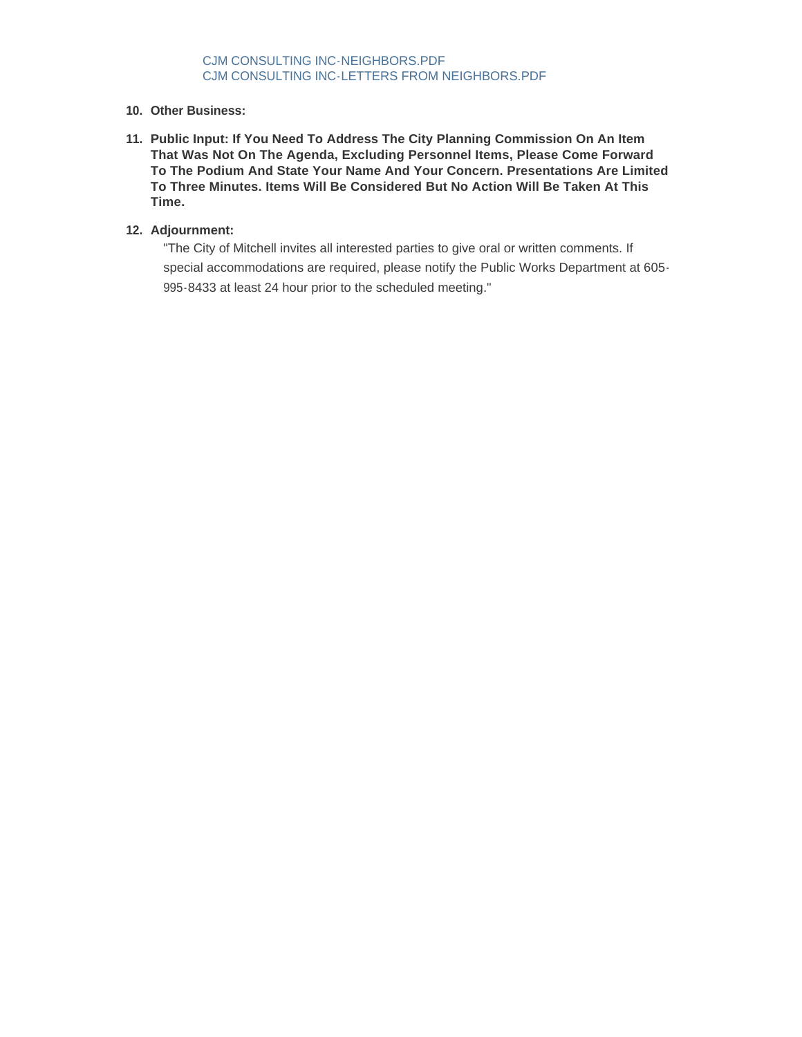CJM CONSULTING INC-NEIGHBORS.PDF
CJM CONSULTING INC-LETTERS FROM NEIGHBORS.PDF

10. **Other Business:**

11. **Public Input: If You Need To Address The City Planning Commission On An Item That Was Not On The Agenda, Excluding Personnel Items, Please Come Forward To The Podium And State Your Name And Your Concern. Presentations Are Limited To Three Minutes. Items Will Be Considered But No Action Will Be Taken At This Time.**

12. **Adjournment:**

    "The City of Mitchell invites all interested parties to give oral or written comments. If special accommodations are required, please notify the Public Works Department at 605-995-8433 at least 24 hour prior to the scheduled meeting."